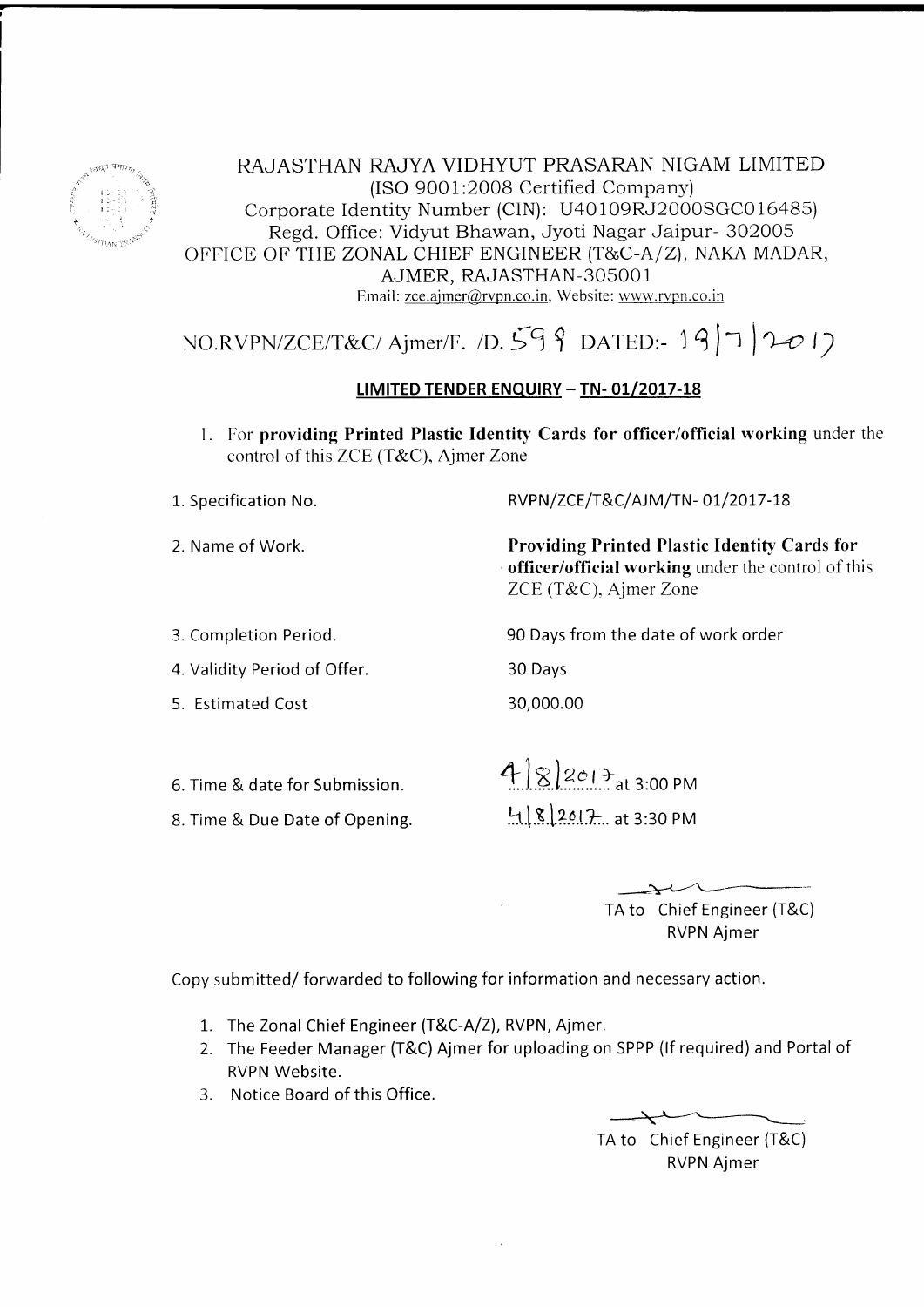RAJASTHAN RAJYA VIDHYUT PRASARAN NIGAM LIMITED
(ISO 9001:2008 Certified Company)
Corporate Identity Number (CIN): U40109RJ2000SGC016485)
Regd. Office: Vidyut Bhawan, Jyoti Nagar Jaipur- 302005
OFFICE OF THE ZONAL CHIEF ENGINEER (T&C-A/Z), NAKA MADAR,
AJMER, RAJASTHAN-305001
Email: zce.ajmer@rvpn.co.in, Website: www.rvpn.co.in

NO.RVPN/ZCE/T&C/ Ajmer/F. /D. 599 DATED:- 19/7/2017

## LIMITED TENDER ENQUIRY – TN- 01/2017-18

1. For **providing Printed Plastic Identity Cards for officer/official working** under the control of this ZCE (T&C), Ajmer Zone

| | |
|---|---|
| 1. Specification No. | RVPN/ZCE/T&C/AJM/TN- 01/2017-18 |
| 2. Name of Work. | **Providing Printed Plastic Identity Cards for officer/official working** under the control of this ZCE (T&C), Ajmer Zone |
| 3. Completion Period. | 90 Days from the date of work order |
| 4. Validity Period of Offer. | 30 Days |
| 5. Estimated Cost | 30,000.00 |
| 6. Time & date for Submission. | 4/8/2017 at 3:00 PM |
| 8. Time & Due Date of Opening. | 4/8/2017 at 3:30 PM |

TA to Chief Engineer (T&C)
RVPN Ajmer

Copy submitted/ forwarded to following for information and necessary action.

1. The Zonal Chief Engineer (T&C-A/Z), RVPN, Ajmer.
2. The Feeder Manager (T&C) Ajmer for uploading on SPPP (If required) and Portal of RVPN Website.
3. Notice Board of this Office.

TA to Chief Engineer (T&C)
RVPN Ajmer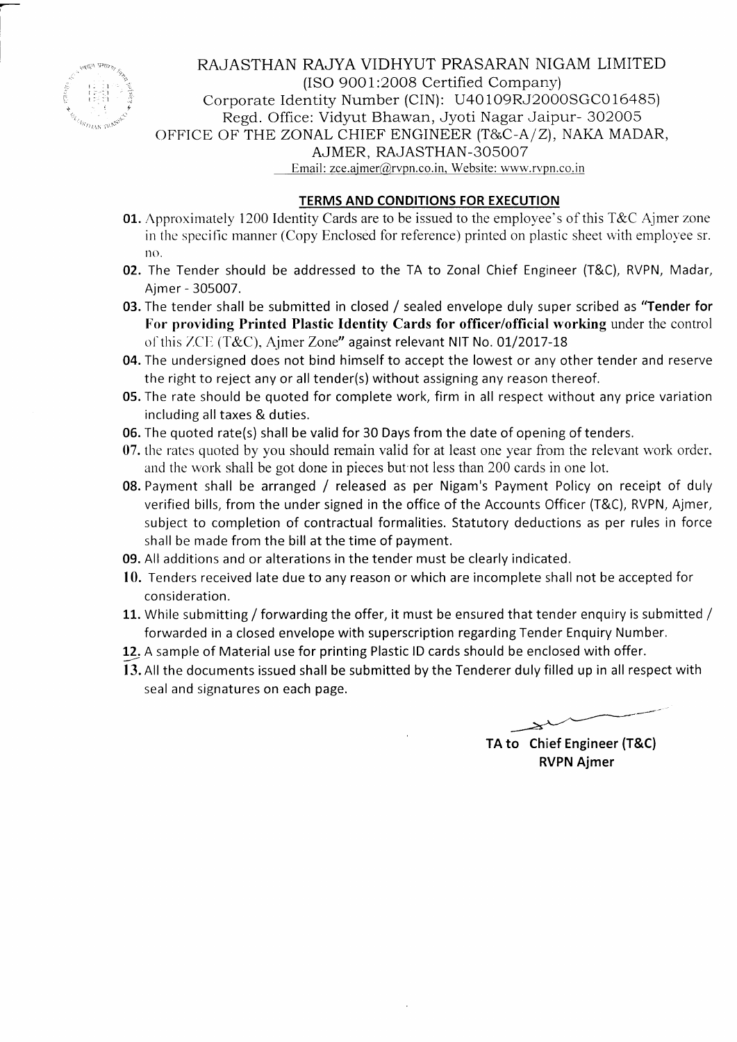RAJASTHAN RAJYA VIDHYUT PRASARAN NIGAM LIMITED
(ISO 9001:2008 Certified Company)
Corporate Identity Number (CIN): U40109RJ2000SGC016485)
Regd. Office: Vidyut Bhawan, Jyoti Nagar Jaipur- 302005
OFFICE OF THE ZONAL CHIEF ENGINEER (T&C-A/Z), NAKA MADAR,
AJMER, RAJASTHAN-305007
Email: zce.ajmer@rvpn.co.in, Website: www.rvpn.co.in

## TERMS AND CONDITIONS FOR EXECUTION

**01.** Approximately 1200 Identity Cards are to be issued to the employee's of this T&C Ajmer zone in the specific manner (Copy Enclosed for reference) printed on plastic sheet with employee sr. no.

**02.** The Tender should be addressed to the TA to Zonal Chief Engineer (T&C), RVPN, Madar, Ajmer - 305007.

**03.** The tender shall be submitted in closed / sealed envelope duly super scribed as **"Tender for For providing Printed Plastic Identity Cards for officer/official working** under the control of this ZCE (T&C), Ajmer Zone" against relevant NIT No. 01/2017-18

**04.** The undersigned does not bind himself to accept the lowest or any other tender and reserve the right to reject any or all tender(s) without assigning any reason thereof.

**05.** The rate should be quoted for complete work, firm in all respect without any price variation including all taxes & duties.

**06.** The quoted rate(s) shall be valid for 30 Days from the date of opening of tenders.

**07.** the rates quoted by you should remain valid for at least one year from the relevant work order. and the work shall be got done in pieces but not less than 200 cards in one lot.

**08.** Payment shall be arranged / released as per Nigam's Payment Policy on receipt of duly verified bills, from the under signed in the office of the Accounts Officer (T&C), RVPN, Ajmer, subject to completion of contractual formalities. Statutory deductions as per rules in force shall be made from the bill at the time of payment.

**09.** All additions and or alterations in the tender must be clearly indicated.

**10.** Tenders received late due to any reason or which are incomplete shall not be accepted for consideration.

**11.** While submitting / forwarding the offer, it must be ensured that tender enquiry is submitted / forwarded in a closed envelope with superscription regarding Tender Enquiry Number.

**12.** A sample of Material use for printing Plastic ID cards should be enclosed with offer.

**13.** All the documents issued shall be submitted by the Tenderer duly filled up in all respect with seal and signatures on each page.

**TA to Chief Engineer (T&C)**
**RVPN Ajmer**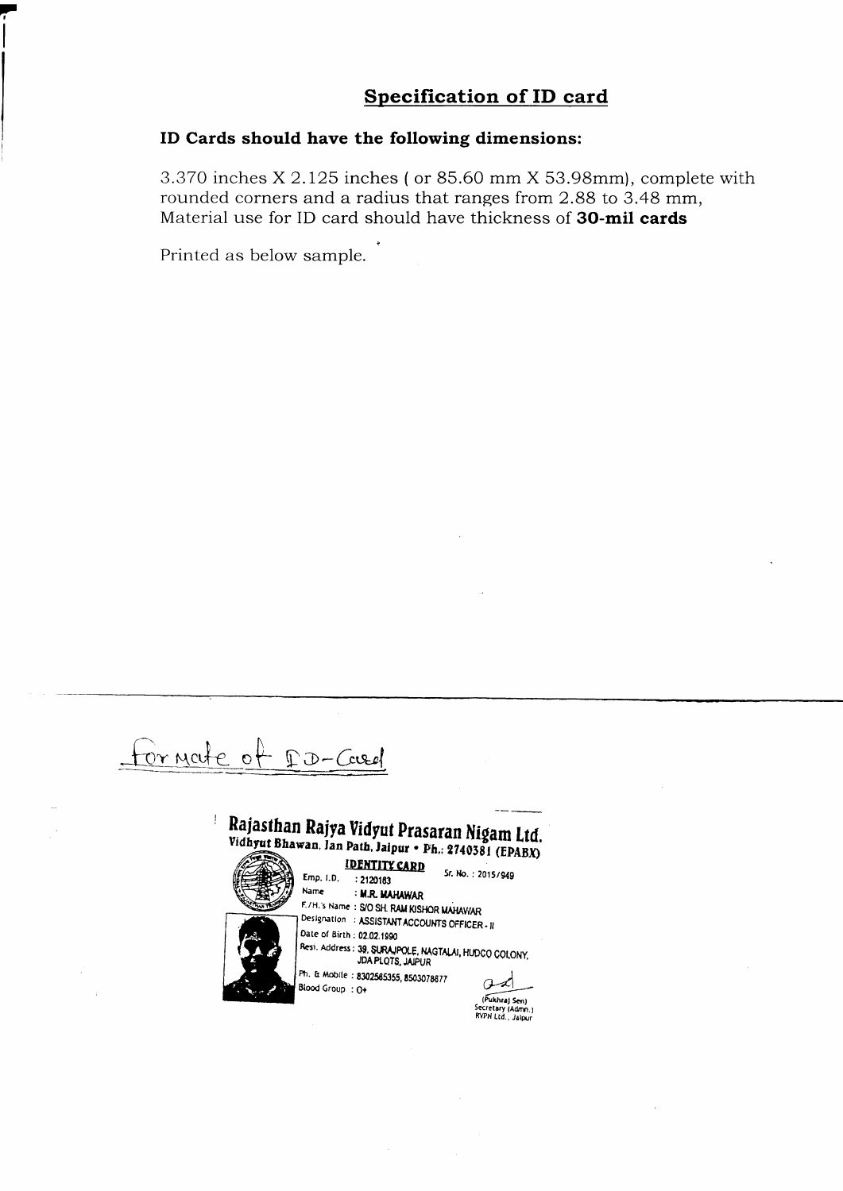## Specification of ID card

**ID Cards should have the following dimensions:**

3.370 inches X 2.125 inches ( or 85.60 mm X 53.98mm), complete with rounded corners and a radius that ranges from 2.88 to 3.48 mm, Material use for ID card should have thickness of **30-mil cards**

Printed as below sample.

Formate of ID-Card

**Rajasthan Rajya Vidyut Prasaran Nigam Ltd.**
**Vidhyut Bhawan, Jan Path, Jaipur • Ph.: 2740381 (EPABX)**

**IDENTITY CARD**

Sr. No. : 2015/949

Emp. I.D. : 2120183

Name : M.R. MAHAWAR

F./H.'s Name : S/O SH. RAM KISHOR MAHAWAR

Designation : ASSISTANT ACCOUNTS OFFICER - II

Date of Birth : 02.02.1990

Resi. Address : 39, SURAJPOLE, NAGTALAI, HUDCO COLONY, JDA PLOTS, JAIPUR

Ph. & Mobile : 8302585355, 8503078877

Blood Group : O+

(Pukhraj Sen)
Secretary (Admn.)
RVPN Ltd., Jaipur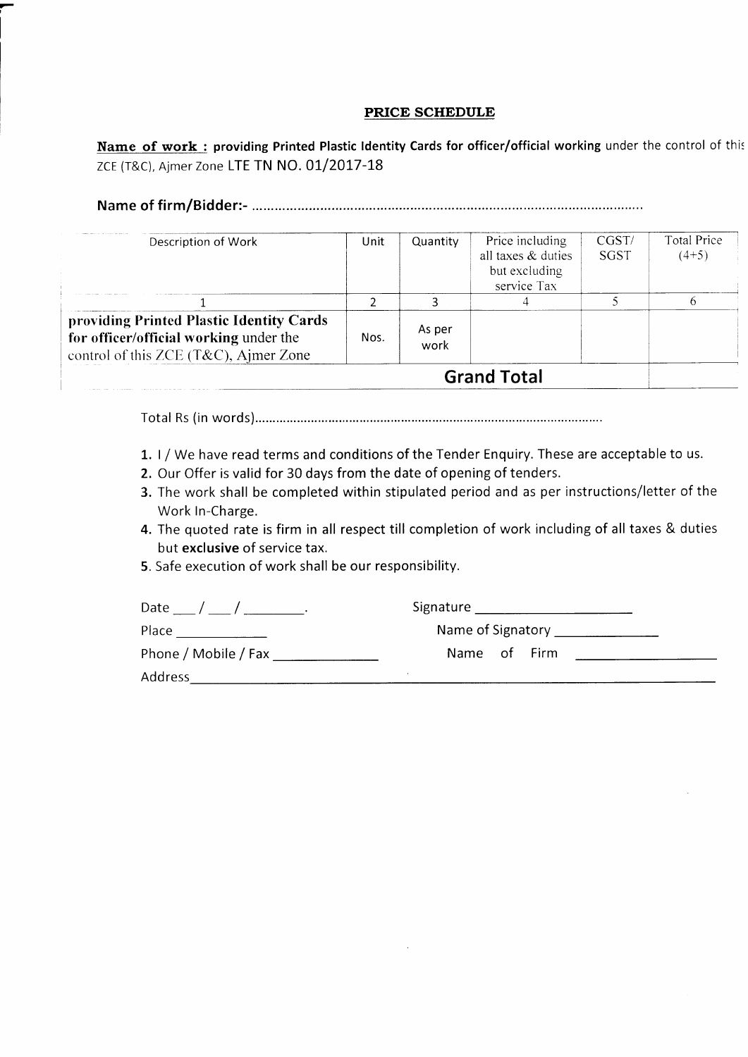## PRICE SCHEDULE

**Name of work :** **providing Printed Plastic Identity Cards for officer/official working** under the control of this ZCE (T&C), Ajmer Zone LTE TN NO. 01/2017-18

**Name of firm/Bidder:-** ......................................................................................................

| Description of Work | Unit | Quantity | Price including all taxes & duties but excluding service Tax | CGST/ SGST | Total Price (4+5) |
|---|---|---|---|---|---|
| 1 | 2 | 3 | 4 | 5 | 6 |
| **providing Printed Plastic Identity Cards for officer/official working** under the control of this ZCE (T&C), Ajmer Zone | Nos. | As per work | | | |
| | | | **Grand Total** | | |

Total Rs (in words)................................................................................................

1. I / We have read terms and conditions of the Tender Enquiry. These are acceptable to us.
2. Our Offer is valid for 30 days from the date of opening of tenders.
3. The work shall be completed within stipulated period and as per instructions/letter of the Work In-Charge.
4. The quoted rate is firm in all respect till completion of work including of all taxes & duties but **exclusive** of service tax.
5. Safe execution of work shall be our responsibility.

Date ___ / ___ / ________.

Signature ______________________

Place _____________

Name of Signatory ______________

Phone / Mobile / Fax ______________

Name of Firm ___________________

Address____________________________________________________________________